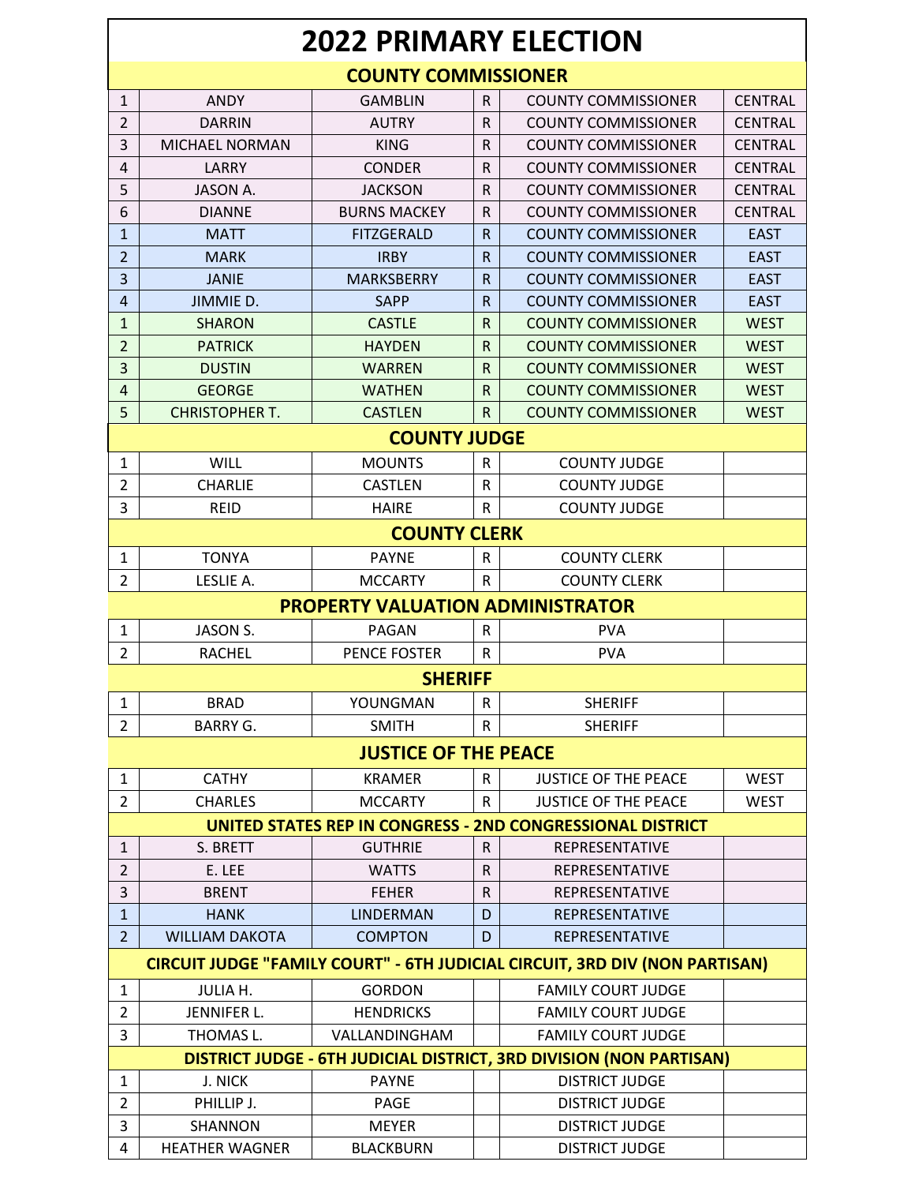# 2022 PRIMARY ELECTION

| | | | | | |
|---|---|---|---|---|---|
| **COUNTY COMMISSIONER** | | | | | |
| 1 | ANDY | GAMBLIN | R | COUNTY COMMISSIONER | CENTRAL |
| 2 | DARRIN | AUTRY | R | COUNTY COMMISSIONER | CENTRAL |
| 3 | MICHAEL NORMAN | KING | R | COUNTY COMMISSIONER | CENTRAL |
| 4 | LARRY | CONDER | R | COUNTY COMMISSIONER | CENTRAL |
| 5 | JASON A. | JACKSON | R | COUNTY COMMISSIONER | CENTRAL |
| 6 | DIANNE | BURNS MACKEY | R | COUNTY COMMISSIONER | CENTRAL |
| 1 | MATT | FITZGERALD | R | COUNTY COMMISSIONER | EAST |
| 2 | MARK | IRBY | R | COUNTY COMMISSIONER | EAST |
| 3 | JANIE | MARKSBERRY | R | COUNTY COMMISSIONER | EAST |
| 4 | JIMMIE D. | SAPP | R | COUNTY COMMISSIONER | EAST |
| 1 | SHARON | CASTLE | R | COUNTY COMMISSIONER | WEST |
| 2 | PATRICK | HAYDEN | R | COUNTY COMMISSIONER | WEST |
| 3 | DUSTIN | WARREN | R | COUNTY COMMISSIONER | WEST |
| 4 | GEORGE | WATHEN | R | COUNTY COMMISSIONER | WEST |
| 5 | CHRISTOPHER T. | CASTLEN | R | COUNTY COMMISSIONER | WEST |
| **COUNTY JUDGE** | | | | | |
| 1 | WILL | MOUNTS | R | COUNTY JUDGE | |
| 2 | CHARLIE | CASTLEN | R | COUNTY JUDGE | |
| 3 | REID | HAIRE | R | COUNTY JUDGE | |
| **COUNTY CLERK** | | | | | |
| 1 | TONYA | PAYNE | R | COUNTY CLERK | |
| 2 | LESLIE A. | MCCARTY | R | COUNTY CLERK | |
| **PROPERTY VALUATION ADMINISTRATOR** | | | | | |
| 1 | JASON S. | PAGAN | R | PVA | |
| 2 | RACHEL | PENCE FOSTER | R | PVA | |
| **SHERIFF** | | | | | |
| 1 | BRAD | YOUNGMAN | R | SHERIFF | |
| 2 | BARRY G. | SMITH | R | SHERIFF | |
| **JUSTICE OF THE PEACE** | | | | | |
| 1 | CATHY | KRAMER | R | JUSTICE OF THE PEACE | WEST |
| 2 | CHARLES | MCCARTY | R | JUSTICE OF THE PEACE | WEST |
| **UNITED STATES REP IN CONGRESS - 2ND CONGRESSIONAL DISTRICT** | | | | | |
| 1 | S. BRETT | GUTHRIE | R | REPRESENTATIVE | |
| 2 | E. LEE | WATTS | R | REPRESENTATIVE | |
| 3 | BRENT | FEHER | R | REPRESENTATIVE | |
| 1 | HANK | LINDERMAN | D | REPRESENTATIVE | |
| 2 | WILLIAM DAKOTA | COMPTON | D | REPRESENTATIVE | |
| **CIRCUIT JUDGE "FAMILY COURT" - 6TH JUDICIAL CIRCUIT, 3RD DIV (NON PARTISAN)** | | | | | |
| 1 | JULIA H. | GORDON | | FAMILY COURT JUDGE | |
| 2 | JENNIFER L. | HENDRICKS | | FAMILY COURT JUDGE | |
| 3 | THOMAS L. | VALLANDINGHAM | | FAMILY COURT JUDGE | |
| **DISTRICT JUDGE - 6TH JUDICIAL DISTRICT, 3RD DIVISION (NON PARTISAN)** | | | | | |
| 1 | J. NICK | PAYNE | | DISTRICT JUDGE | |
| 2 | PHILLIP J. | PAGE | | DISTRICT JUDGE | |
| 3 | SHANNON | MEYER | | DISTRICT JUDGE | |
| 4 | HEATHER WAGNER | BLACKBURN | | DISTRICT JUDGE | |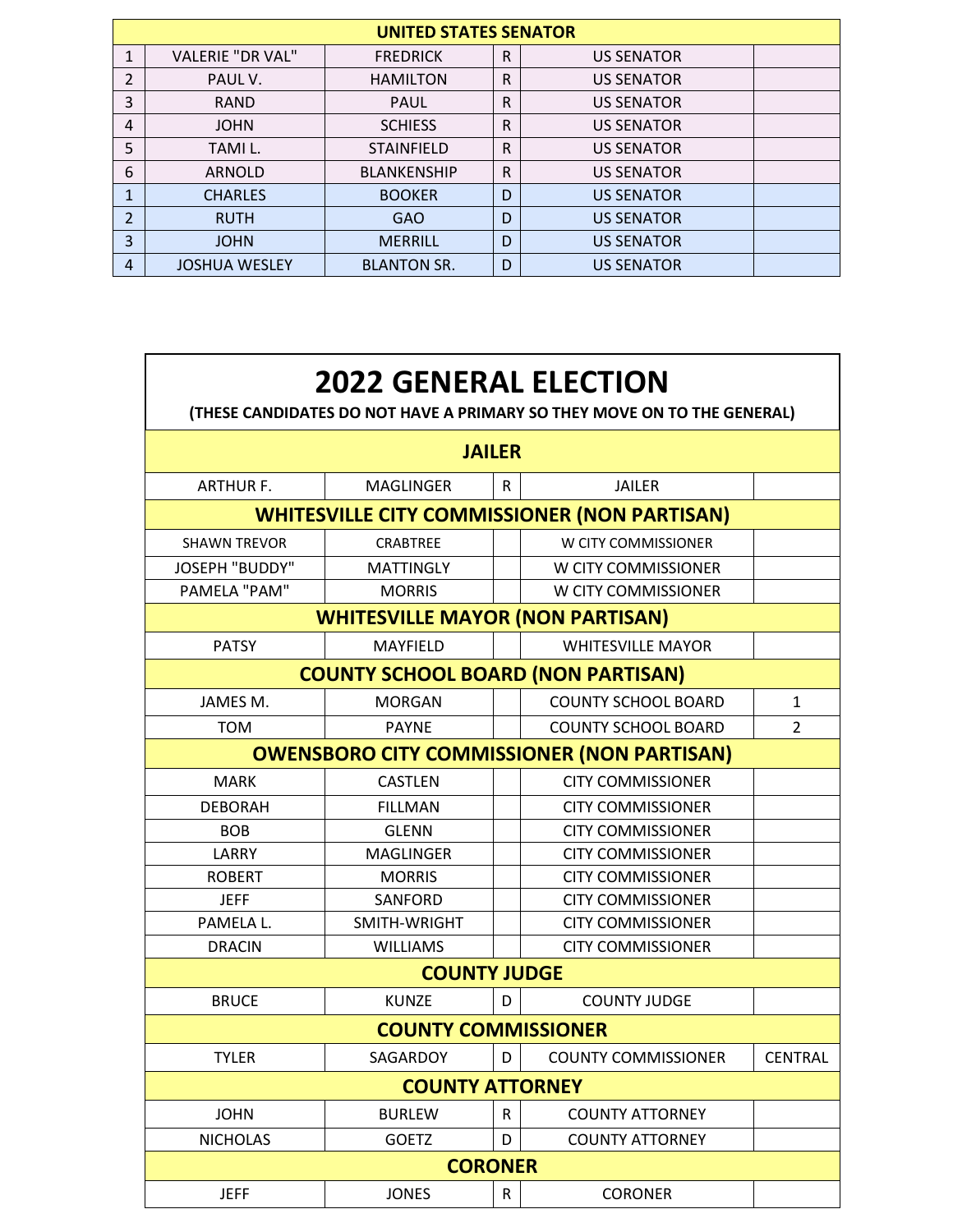| UNITED STATES SENATOR | | | | | |
| --- | --- | --- | --- | --- | --- |
| 1 | VALERIE "DR VAL" | FREDRICK | R | US SENATOR | |
| 2 | PAUL V. | HAMILTON | R | US SENATOR | |
| 3 | RAND | PAUL | R | US SENATOR | |
| 4 | JOHN | SCHIESS | R | US SENATOR | |
| 5 | TAMI L. | STAINFIELD | R | US SENATOR | |
| 6 | ARNOLD | BLANKENSHIP | R | US SENATOR | |
| 1 | CHARLES | BOOKER | D | US SENATOR | |
| 2 | RUTH | GAO | D | US SENATOR | |
| 3 | JOHN | MERRILL | D | US SENATOR | |
| 4 | JOSHUA WESLEY | BLANTON SR. | D | US SENATOR | |

# 2022 GENERAL ELECTION

**(THESE CANDIDATES DO NOT HAVE A PRIMARY SO THEY MOVE ON TO THE GENERAL)**

| JAILER | | | | |
| --- | --- | --- | --- | --- |
| ARTHUR F. | MAGLINGER | R | JAILER | |
| **WHITESVILLE CITY COMMISSIONER (NON PARTISAN)** | | | | |
| SHAWN TREVOR | CRABTREE | | W CITY COMMISSIONER | |
| JOSEPH "BUDDY" | MATTINGLY | | W CITY COMMISSIONER | |
| PAMELA "PAM" | MORRIS | | W CITY COMMISSIONER | |
| **WHITESVILLE MAYOR (NON PARTISAN)** | | | | |
| PATSY | MAYFIELD | | WHITESVILLE MAYOR | |
| **COUNTY SCHOOL BOARD (NON PARTISAN)** | | | | |
| JAMES M. | MORGAN | | COUNTY SCHOOL BOARD | 1 |
| TOM | PAYNE | | COUNTY SCHOOL BOARD | 2 |
| **OWENSBORO CITY COMMISSIONER (NON PARTISAN)** | | | | |
| MARK | CASTLEN | | CITY COMMISSIONER | |
| DEBORAH | FILLMAN | | CITY COMMISSIONER | |
| BOB | GLENN | | CITY COMMISSIONER | |
| LARRY | MAGLINGER | | CITY COMMISSIONER | |
| ROBERT | MORRIS | | CITY COMMISSIONER | |
| JEFF | SANFORD | | CITY COMMISSIONER | |
| PAMELA L. | SMITH-WRIGHT | | CITY COMMISSIONER | |
| DRACIN | WILLIAMS | | CITY COMMISSIONER | |
| **COUNTY JUDGE** | | | | |
| BRUCE | KUNZE | D | COUNTY JUDGE | |
| **COUNTY COMMISSIONER** | | | | |
| TYLER | SAGARDOY | D | COUNTY COMMISSIONER | CENTRAL |
| **COUNTY ATTORNEY** | | | | |
| JOHN | BURLEW | R | COUNTY ATTORNEY | |
| NICHOLAS | GOETZ | D | COUNTY ATTORNEY | |
| **CORONER** | | | | |
| JEFF | JONES | R | CORONER | |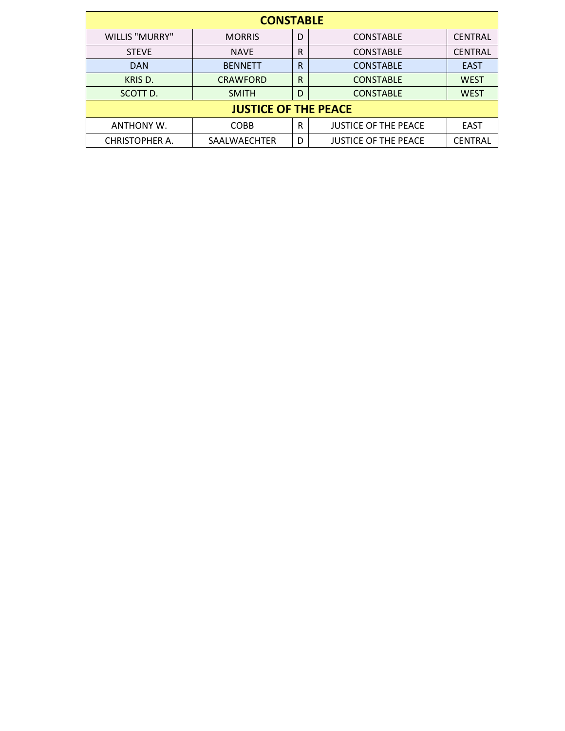| | | | | |
|---|---|---|---|---|
| **CONSTABLE** | | | | |
| WILLIS "MURRY" | MORRIS | D | CONSTABLE | CENTRAL |
| STEVE | NAVE | R | CONSTABLE | CENTRAL |
| DAN | BENNETT | R | CONSTABLE | EAST |
| KRIS D. | CRAWFORD | R | CONSTABLE | WEST |
| SCOTT D. | SMITH | D | CONSTABLE | WEST |
| **JUSTICE OF THE PEACE** | | | | |
| ANTHONY W. | COBB | R | JUSTICE OF THE PEACE | EAST |
| CHRISTOPHER A. | SAALWAECHTER | D | JUSTICE OF THE PEACE | CENTRAL |